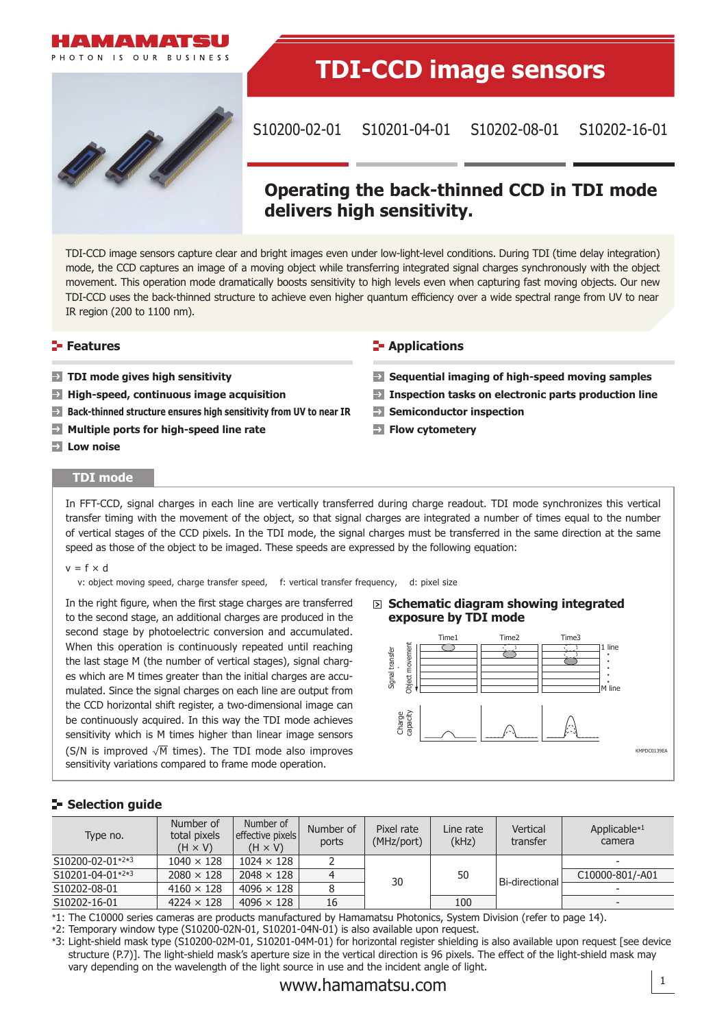# TDI-CCD image sensors

S10200-02-01 S10201-04-01 S10202-08-01 S10202-16-01

## Operating the back-thinned CCD in TDI mode delivers high sensitivity.

TDI-CCD image sensors capture clear and bright images even under low-light-level conditions. During TDI (time delay integration) mode, the CCD captures an image of a moving object while transferring integrated signal charges synchronously with the object movement. This operation mode dramatically boosts sensitivity to high levels even when capturing fast moving objects. Our new TDI-CCD uses the back-thinned structure to achieve even higher quantum efficiency over a wide spectral range from UV to near IR region (200 to 1100 nm).

### Features

- **TDI mode gives high sensitivity**
- **High-speed, continuous image acquisition**
- **Back-thinned structure ensures high sensitivity from UV to near IR**
- **Multiple ports for high-speed line rate**
- **Low noise**

### Applications

- **Sequential imaging of high-speed moving samples**
- **Inspection tasks on electronic parts production line**
- **Semiconductor inspection**
- **Flow cytometery**

## TDI mode

In FFT-CCD, signal charges in each line are vertically transferred during charge readout. TDI mode synchronizes this vertical transfer timing with the movement of the object, so that signal charges are integrated a number of times equal to the number of vertical stages of the CCD pixels. In the TDI mode, the signal charges must be transferred in the same direction at the same speed as those of the object to be imaged. These speeds are expressed by the following equation:

$v = f \times d$

v: object moving speed, charge transfer speed, f: vertical transfer frequency, d: pixel size

In the right figure, when the first stage charges are transferred to the second stage, an additional charges are produced in the second stage by photoelectric conversion and accumulated. When this operation is continuously repeated until reaching the last stage M (the number of vertical stages), signal charges which are M times greater than the initial charges are accumulated. Since the signal charges on each line are output from the CCD horizontal shift register, a two-dimensional image can be continuously acquired. In this way the TDI mode achieves sensitivity which is M times higher than linear image sensors (S/N is improved $\sqrt{M}$ times). The TDI mode also improves sensitivity variations compared to frame mode operation.

### Schematic diagram showing integrated exposure by TDI mode

KMPDC0139EA

## Selection guide

| Type no. | Number of total pixels (H × V) | Number of effective pixels (H × V) | Number of ports | Pixel rate (MHz/port) | Line rate (kHz) | Vertical transfer | Applicable*1 camera |
|---|---|---|---|---|---|---|---|
| S10200-02-01*2*3 | 1040 × 128 | 1024 × 128 | 2 | 30 | 50 | Bi-directional | - |
| S10201-04-01*2*3 | 2080 × 128 | 2048 × 128 | 4 | | | | C10000-801/-A01 |
| S10202-08-01 | 4160 × 128 | 4096 × 128 | 8 | | | | - |
| S10202-16-01 | 4224 × 128 | 4096 × 128 | 16 | | 100 | | - |

*1: The C10000 series cameras are products manufactured by Hamamatsu Photonics, System Division (refer to page 14).
*2: Temporary window type (S10200-02N-01, S10201-04N-01) is also available upon request.
*3: Light-shield mask type (S10200-02M-01, S10201-04M-01) for horizontal register shielding is also available upon request [see device structure (P.7)]. The light-shield mask's aperture size in the vertical direction is 96 pixels. The effect of the light-shield mask may vary depending on the wavelength of the light source in use and the incident angle of light.

www.hamamatsu.com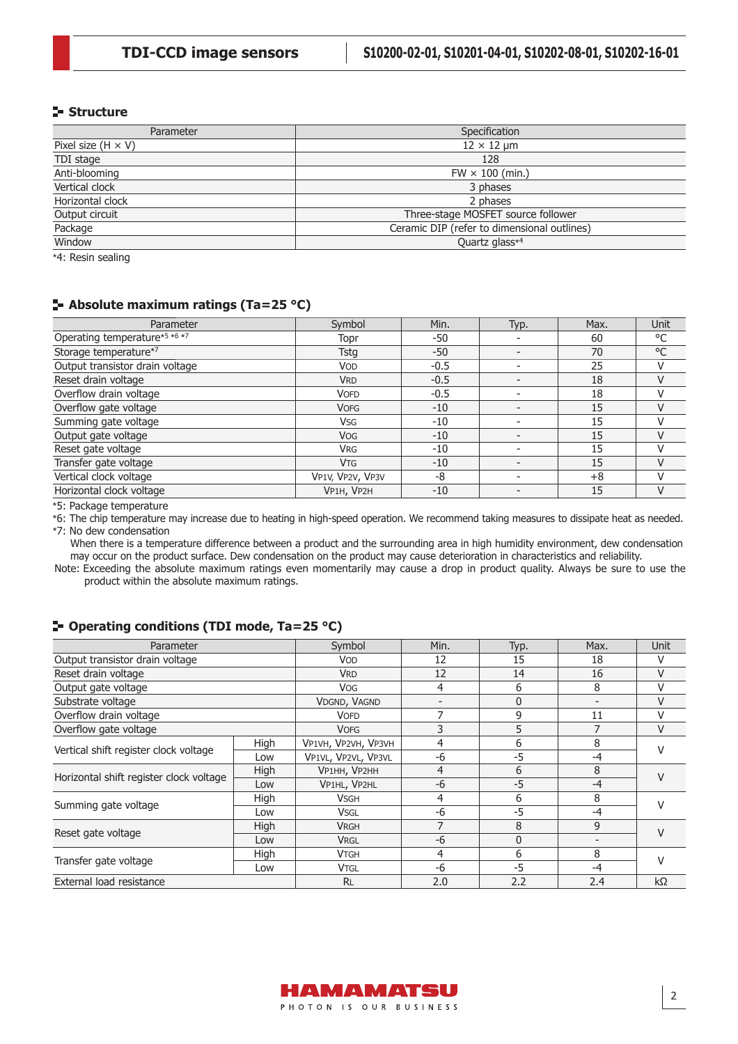## Structure

| Parameter | Specification |
|---|---|
| Pixel size (H × V) | 12 × 12 μm |
| TDI stage | 128 |
| Anti-blooming | FW × 100 (min.) |
| Vertical clock | 3 phases |
| Horizontal clock | 2 phases |
| Output circuit | Three-stage MOSFET source follower |
| Package | Ceramic DIP (refer to dimensional outlines) |
| Window | Quartz glass*4 |

*4: Resin sealing

## Absolute maximum ratings (Ta=25 °C)

| Parameter | Symbol | Min. | Typ. | Max. | Unit |
|---|---|---|---|---|---|
| Operating temperature*5 *6 *7 | Topr | -50 | - | 60 | °C |
| Storage temperature*7 | Tstg | -50 | - | 70 | °C |
| Output transistor drain voltage | $V_{OD}$ | -0.5 | - | 25 | V |
| Reset drain voltage | $V_{RD}$ | -0.5 | - | 18 | V |
| Overflow drain voltage | $V_{OFD}$ | -0.5 | - | 18 | V |
| Overflow gate voltage | $V_{OFG}$ | -10 | - | 15 | V |
| Summing gate voltage | $V_{SG}$ | -10 | - | 15 | V |
| Output gate voltage | $V_{OG}$ | -10 | - | 15 | V |
| Reset gate voltage | $V_{RG}$ | -10 | - | 15 | V |
| Transfer gate voltage | $V_{TG}$ | -10 | - | 15 | V |
| Vertical clock voltage | $V_{P1V}$, $V_{P2V}$, $V_{P3V}$ | -8 | - | +8 | V |
| Horizontal clock voltage | $V_{P1H}$, $V_{P2H}$ | -10 | - | 15 | V |

*5: Package temperature

*6: The chip temperature may increase due to heating in high-speed operation. We recommend taking measures to dissipate heat as needed.

*7: No dew condensation

When there is a temperature difference between a product and the surrounding area in high humidity environment, dew condensation may occur on the product surface. Dew condensation on the product may cause deterioration in characteristics and reliability.

Note: Exceeding the absolute maximum ratings even momentarily may cause a drop in product quality. Always be sure to use the product within the absolute maximum ratings.

## Operating conditions (TDI mode, Ta=25 °C)

| Parameter | | Symbol | Min. | Typ. | Max. | Unit |
|---|---|---|---|---|---|---|
| Output transistor drain voltage | | $V_{OD}$ | 12 | 15 | 18 | V |
| Reset drain voltage | | $V_{RD}$ | 12 | 14 | 16 | V |
| Output gate voltage | | $V_{OG}$ | 4 | 6 | 8 | V |
| Substrate voltage | | $V_{DGND}$, $V_{AGND}$ | - | 0 | - | V |
| Overflow drain voltage | | $V_{OFD}$ | 7 | 9 | 11 | V |
| Overflow gate voltage | | $V_{OFG}$ | 3 | 5 | 7 | V |
| Vertical shift register clock voltage | High | $V_{P1VH}$, $V_{P2VH}$, $V_{P3VH}$ | 4 | 6 | 8 | V |
| | Low | $V_{P1VL}$, $V_{P2VL}$, $V_{P3VL}$ | -6 | -5 | -4 | |
| Horizontal shift register clock voltage | High | $V_{P1HH}$, $V_{P2HH}$ | 4 | 6 | 8 | V |
| | Low | $V_{P1HL}$, $V_{P2HL}$ | -6 | -5 | -4 | |
| Summing gate voltage | High | $V_{SGH}$ | 4 | 6 | 8 | V |
| | Low | $V_{SGL}$ | -6 | -5 | -4 | |
| Reset gate voltage | High | $V_{RGH}$ | 7 | 8 | 9 | V |
| | Low | $V_{RGL}$ | -6 | 0 | - | |
| Transfer gate voltage | High | $V_{TGH}$ | 4 | 6 | 8 | V |
| | Low | $V_{TGL}$ | -6 | -5 | -4 | |
| External load resistance | | RL | 2.0 | 2.2 | 2.4 | kΩ |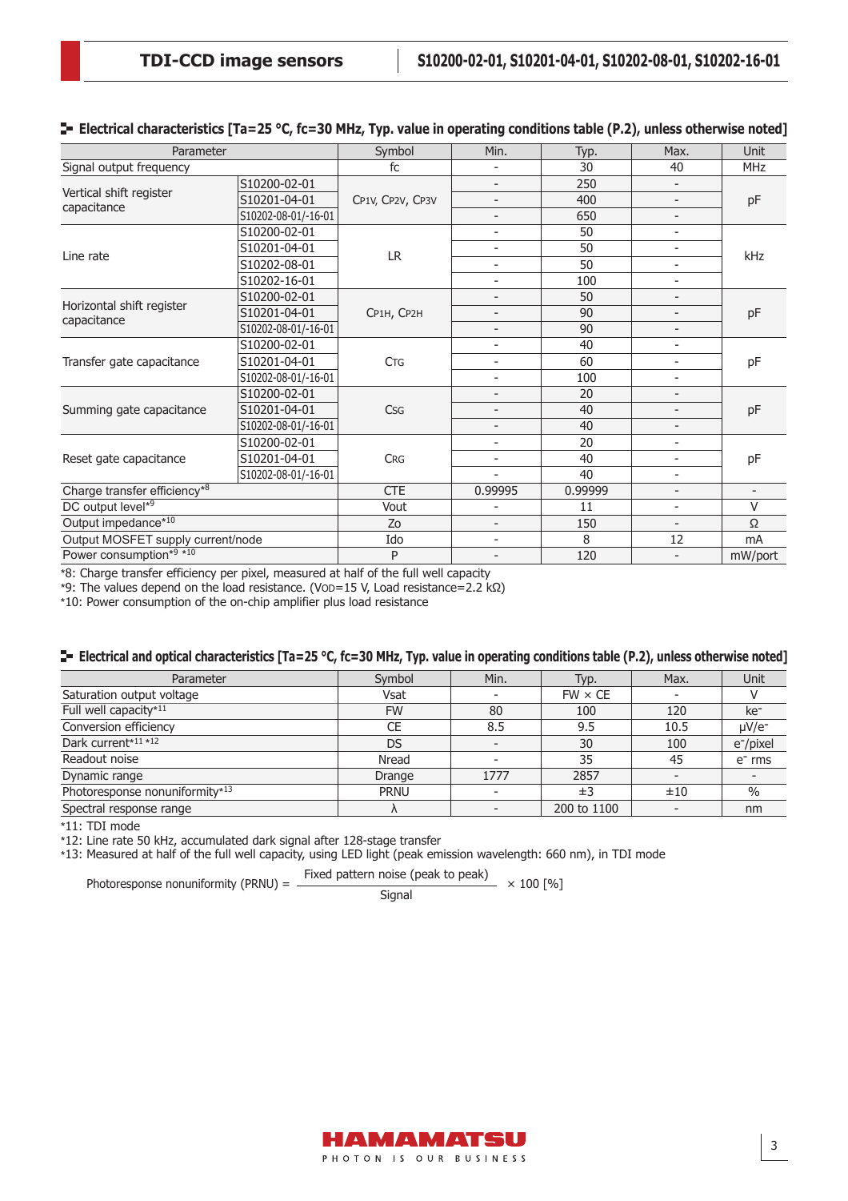## Electrical characteristics [Ta=25 °C, fc=30 MHz, Typ. value in operating conditions table (P.2), unless otherwise noted]

| Parameter | | Symbol | Min. | Typ. | Max. | Unit |
|---|---|---|---|---|---|---|
| Signal output frequency | | fc | - | 30 | 40 | MHz |
| Vertical shift register capacitance | S10200-02-01 | $C_{P1V}$, $C_{P2V}$, $C_{P3V}$ | - | 250 | - | pF |
| | S10201-04-01 | | - | 400 | - | |
| | S10202-08-01/-16-01 | | - | 650 | - | |
| Line rate | S10200-02-01 | LR | - | 50 | - | kHz |
| | S10201-04-01 | | - | 50 | - | |
| | S10202-08-01 | | - | 50 | - | |
| | S10202-16-01 | | - | 100 | - | |
| Horizontal shift register capacitance | S10200-02-01 | $C_{P1H}$, $C_{P2H}$ | - | 50 | - | pF |
| | S10201-04-01 | | - | 90 | - | |
| | S10202-08-01/-16-01 | | - | 90 | - | |
| Transfer gate capacitance | S10200-02-01 | $C_{TG}$ | - | 40 | - | pF |
| | S10201-04-01 | | - | 60 | - | |
| | S10202-08-01/-16-01 | | - | 100 | - | |
| Summing gate capacitance | S10200-02-01 | $C_{SG}$ | - | 20 | - | pF |
| | S10201-04-01 | | - | 40 | - | |
| | S10202-08-01/-16-01 | | - | 40 | - | |
| Reset gate capacitance | S10200-02-01 | $C_{RG}$ | - | 20 | - | pF |
| | S10201-04-01 | | - | 40 | - | |
| | S10202-08-01/-16-01 | | - | 40 | - | |
| Charge transfer efficiency*8 | | CTE | 0.99995 | 0.99999 | - | - |
| DC output level*9 | | Vout | - | 11 | - | V |
| Output impedance*10 | | Zo | - | 150 | - | Ω |
| Output MOSFET supply current/node | | Ido | - | 8 | 12 | mA |
| Power consumption*9 *10 | | P | - | 120 | - | mW/port |

*8: Charge transfer efficiency per pixel, measured at half of the full well capacity
*9: The values depend on the load resistance. ($V_{OD}$=15 V, Load resistance=2.2 kΩ)
*10: Power consumption of the on-chip amplifier plus load resistance

## Electrical and optical characteristics [Ta=25 °C, fc=30 MHz, Typ. value in operating conditions table (P.2), unless otherwise noted]

| Parameter | Symbol | Min. | Typ. | Max. | Unit |
|---|---|---|---|---|---|
| Saturation output voltage | Vsat | - | FW × CE | - | V |
| Full well capacity*11 | FW | 80 | 100 | 120 | ke- |
| Conversion efficiency | CE | 8.5 | 9.5 | 10.5 | μV/e- |
| Dark current*11 *12 | DS | - | 30 | 100 | e-/pixel |
| Readout noise | Nread | - | 35 | 45 | e- rms |
| Dynamic range | Drange | 1777 | 2857 | - | - |
| Photoresponse nonuniformity*13 | PRNU | - | ±3 | ±10 | % |
| Spectral response range | λ | - | 200 to 1100 | - | nm |

*11: TDI mode
*12: Line rate 50 kHz, accumulated dark signal after 128-stage transfer
*13: Measured at half of the full well capacity, using LED light (peak emission wavelength: 660 nm), in TDI mode

$$\text{Photoresponse nonuniformity (PRNU)} = \frac{\text{Fixed pattern noise (peak to peak)}}{\text{Signal}} \times 100\ [\%]$$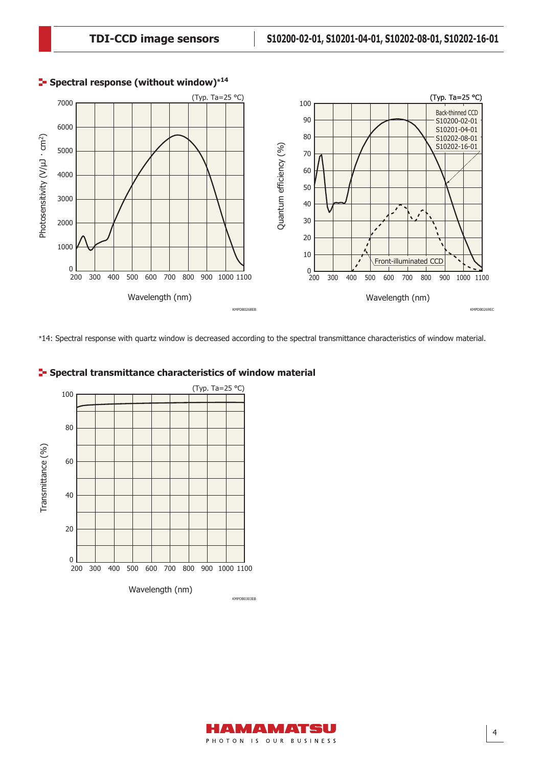## Spectral response (without window)*14

(Typ. Ta=25 °C)

(Typ. Ta=25 °C)

Back-thinned CCD
S10200-02-01
S10201-04-01
S10202-08-01
S10202-16-01

Front-illuminated CCD

KMPDB0268EB

KMPDB0269EC

*14: Spectral response with quartz window is decreased according to the spectral transmittance characteristics of window material.

## Spectral transmittance characteristics of window material

(Typ. Ta=25 °C)

KMPDB0303EB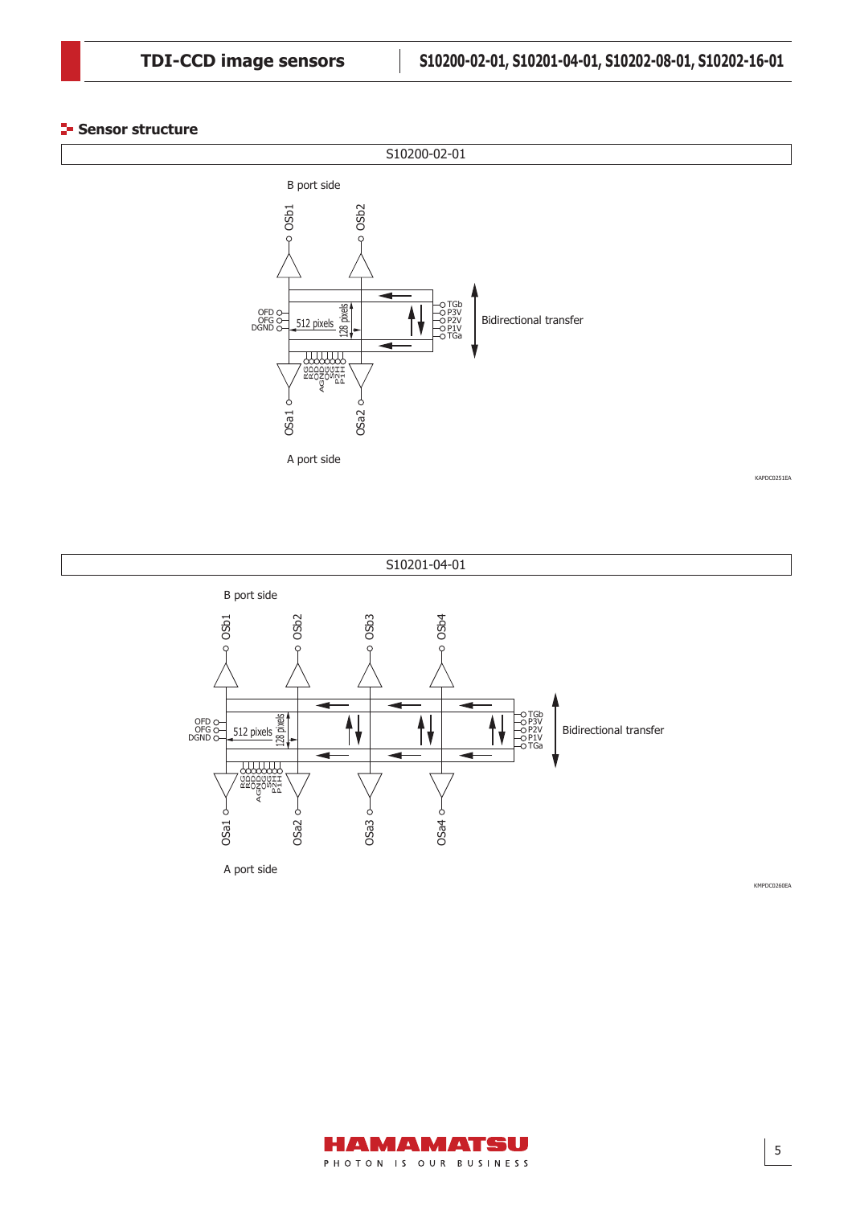## Sensor structure

S10200-02-01

B port side

OSb1 OSb2

OFD
OFG
DGND

512 pixels

128 pixels

TGb
P3V
P2V
P1V
TGa

Bidirectional transfer

RG
RD
AGND
OD
OG
SG
P2H
P1H

OSa1 OSa2

A port side

KAPDC0251EA

S10201-04-01

B port side

OSb1 OSb2 OSb3 OSb4

OFD
OFG
DGND

512 pixels

128 pixels

TGb
P3V
P2V
P1V
TGa

Bidirectional transfer

RG
RD
AGND
OD
OG
SG
P2H
P1H

OSa1 OSa2 OSa3 OSa4

A port side

KMPDC0260EA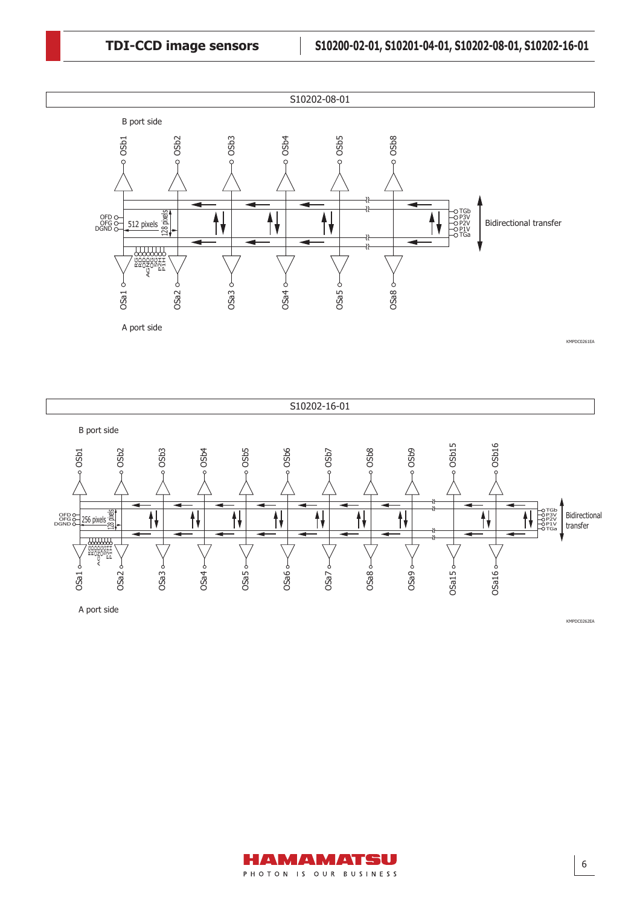S10202-08-01

B port side

OSb1 OSb2 OSb3 OSb4 OSb5 OSb8

OFD
OFG
DGND

512 pixels

128 pixels

TGb
P3V
P2V
P1V
TGa

Bidirectional transfer

RG
RD
OD
AGND
OG
SG
P2H
P1H

OSa1 OSa2 OSa3 OSa4 OSa5 OSa8

A port side

KMPDC0261EA

S10202-16-01

B port side

OSb1 OSb2 OSb3 OSb4 OSb5 OSb6 OSb7 OSb8 OSb9 OSb15 OSb16

OFD
OFG
DGND

256 pixels

128 pixels

TGb
P3V
P2V
P1V
TGa

Bidirectional transfer

RG
RD
OD
AGND
OG
SG
P2H
P1H

OSa1 OSa2 OSa3 OSa4 OSa5 OSa6 OSa7 OSa8 OSa9 OSa15 OSa16

A port side

KMPDC0262EA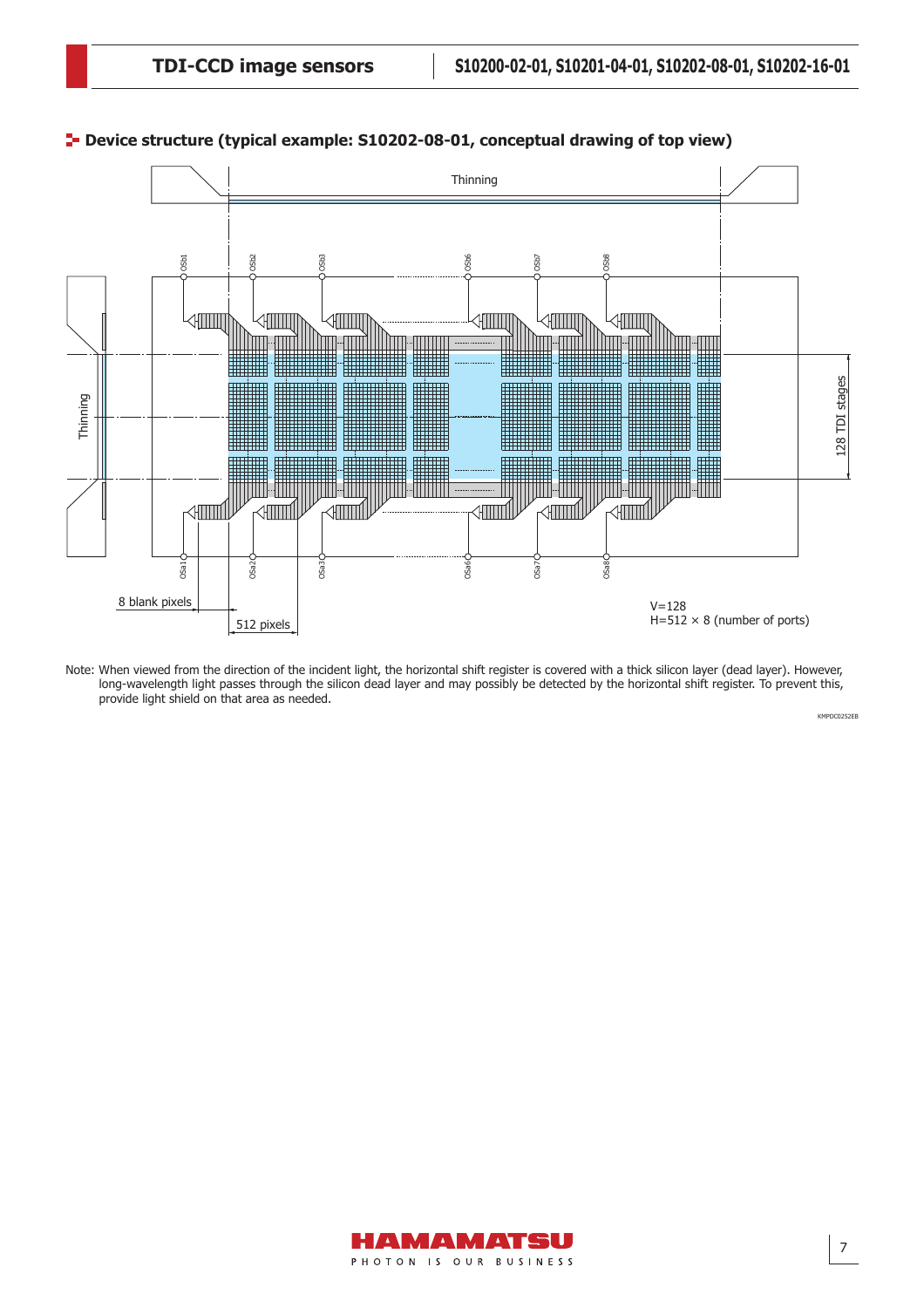## Device structure (typical example: S10202-08-01, conceptual drawing of top view)

Note: When viewed from the direction of the incident light, the horizontal shift register is covered with a thick silicon layer (dead layer). However, long-wavelength light passes through the silicon dead layer and may possibly be detected by the horizontal shift register. To prevent this, provide light shield on that area as needed.

KMPDC0252EB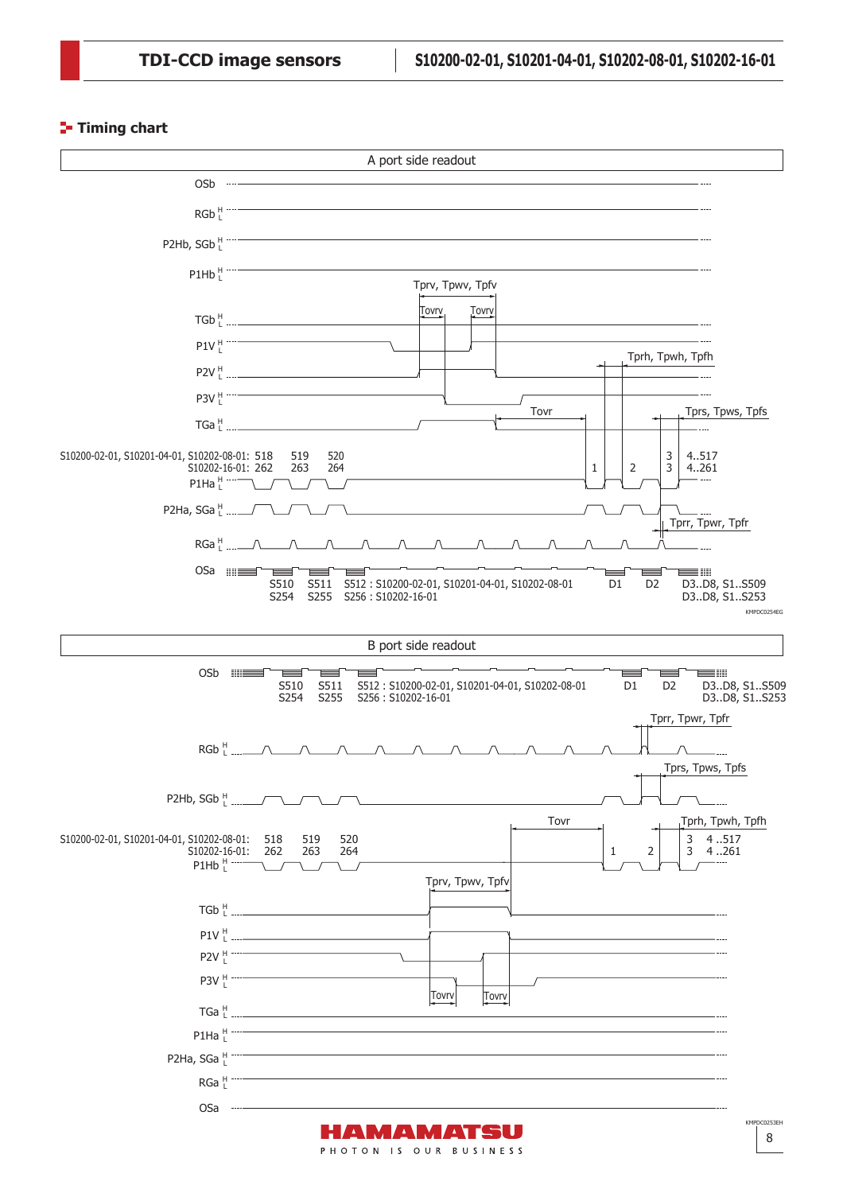## Timing chart

A port side readout

OSb

RGb

P2Hb, SGb

P1Hb

Tprv, Tpwv, Tpfv

Tovrv Tovrv

TGb

P1V

P2V

Tprh, Tpwh, Tpfh

P3V

Tovr

TGa

Tprs, Tpws, Tpfs

S10200-02-01, S10201-04-01, S10202-08-01: 518 519 520 1 2 3 4..517

S10202-16-01: 262 263 264 3 4..261

P1Ha

P2Ha, SGa

Tprr, Tpwr, Tpfr

RGa

OSa

S510 S511 S512 : S10200-02-01, S10201-04-01, S10202-08-01 D1 D2 D3..D8, S1..S509

S254 S255 S256 : S10202-16-01 D3..D8, S1..S253

KMPDC0254EG

B port side readout

OSb

S510 S511 S512 : S10200-02-01, S10201-04-01, S10202-08-01 D1 D2 D3..D8, S1..S509

S254 S255 S256 : S10202-16-01 D3..D8, S1..S253

Tprr, Tpwr, Tpfr

RGb

Tprs, Tpws, Tpfs

P2Hb, SGb

Tovr

Tprh, Tpwh, Tpfh

S10200-02-01, S10201-04-01, S10202-08-01: 518 519 520 1 2 3 4..517

S10202-16-01: 262 263 264 3 4..261

P1Hb

Tprv, Tpwv, Tpfv

TGb

P1V

P2V

P3V

Tovrv Tovrv

TGa

P1Ha

P2Ha, SGa

RGa

OSa

KMPDC0253EH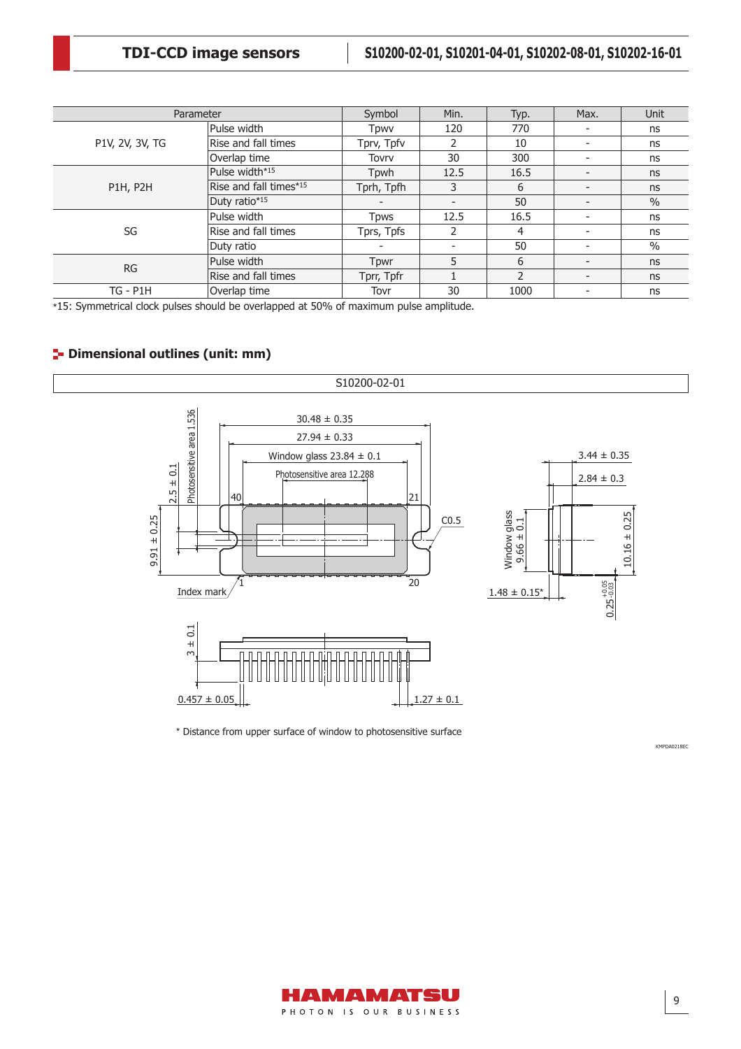| Parameter | | Symbol | Min. | Typ. | Max. | Unit |
|---|---|---|---|---|---|---|
| P1V, 2V, 3V, TG | Pulse width | Tpwv | 120 | 770 | - | ns |
| | Rise and fall times | Tprv, Tpfv | 2 | 10 | - | ns |
| | Overlap time | Tovrv | 30 | 300 | - | ns |
| P1H, P2H | Pulse width*15 | Tpwh | 12.5 | 16.5 | - | ns |
| | Rise and fall times*15 | Tprh, Tpfh | 3 | 6 | - | ns |
| | Duty ratio*15 | - | - | 50 | - | % |
| SG | Pulse width | Tpws | 12.5 | 16.5 | - | ns |
| | Rise and fall times | Tprs, Tpfs | 2 | 4 | - | ns |
| | Duty ratio | - | - | 50 | - | % |
| RG | Pulse width | Tpwr | 5 | 6 | - | ns |
| | Rise and fall times | Tprr, Tpfr | 1 | 2 | - | ns |
| TG - P1H | Overlap time | Tovr | 30 | 1000 | - | ns |

*15: Symmetrical clock pulses should be overlapped at 50% of maximum pulse amplitude.

## Dimensional outlines (unit: mm)

S10200-02-01

30.48 ± 0.35
27.94 ± 0.33
Window glass 23.84 ± 0.1
Photosensitive area 12.288
Photosensitive area 1.536
2.5 ± 0.1
9.91 ± 0.25
40
21
1
20
C0.5
Index mark
3.44 ± 0.35
2.84 ± 0.3
Window glass 9.66 ± 0.1
10.16 ± 0.25
1.48 ± 0.15*
$0.25^{+0.05}_{-0.03}$
3 ± 0.1
0.457 ± 0.05
1.27 ± 0.1

\* Distance from upper surface of window to photosensitive surface

KMPDA0218EC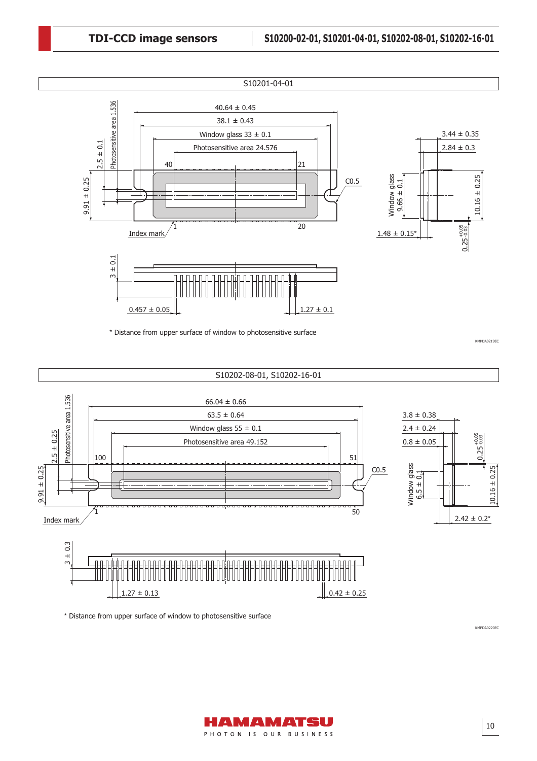### S10201-04-01

40.64 ± 0.45

38.1 ± 0.43

Window glass 33 ± 0.1

Photosensitive area 24.576

Photosensitive area 1.536

2.5 ± 0.1

9.91 ± 0.25

40

21

1

20

Index mark

C0.5

3.44 ± 0.35

2.84 ± 0.3

Window glass 9.66 ± 0.1

10.16 ± 0.25

1.48 ± 0.15*

$0.25^{+0.05}_{-0.03}$

3 ± 0.1

0.457 ± 0.05

1.27 ± 0.1

\* Distance from upper surface of window to photosensitive surface

KMPDA0219EC

### S10202-08-01, S10202-16-01

66.04 ± 0.66

63.5 ± 0.64

Window glass 55 ± 0.1

Photosensitive area 49.152

Photosensitive area 1.536

2.5 ± 0.25

9.91 ± 0.25

100

51

1

50

Index mark

C0.5

3.8 ± 0.38

2.4 ± 0.24

0.8 ± 0.05

$0.25^{+0.05}_{-0.03}$

Window glass 6.5 ± 0.1

10.16 ± 0.25

2.42 ± 0.2*

3 ± 0.3

1.27 ± 0.13

0.42 ± 0.25

\* Distance from upper surface of window to photosensitive surface

KMPDA0220EC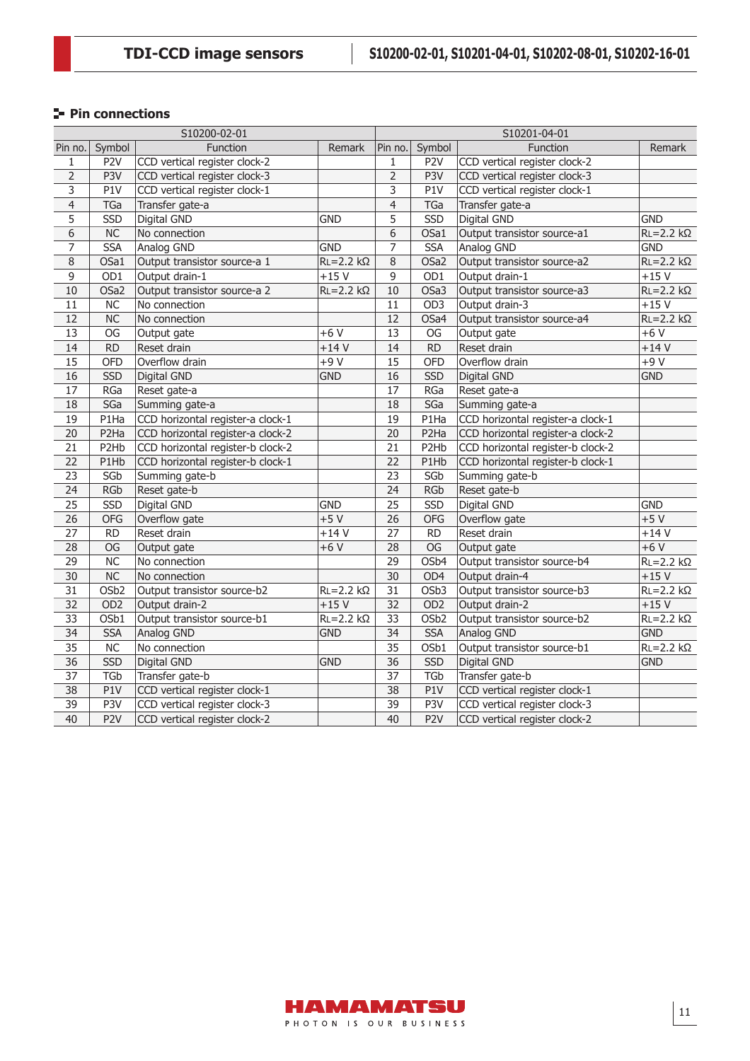## Pin connections

| S10200-02-01 | | | | S10201-04-01 | | | |
|---|---|---|---|---|---|---|---|
| Pin no. | Symbol | Function | Remark | Pin no. | Symbol | Function | Remark |
| 1 | P2V | CCD vertical register clock-2 | | 1 | P2V | CCD vertical register clock-2 | |
| 2 | P3V | CCD vertical register clock-3 | | 2 | P3V | CCD vertical register clock-3 | |
| 3 | P1V | CCD vertical register clock-1 | | 3 | P1V | CCD vertical register clock-1 | |
| 4 | TGa | Transfer gate-a | | 4 | TGa | Transfer gate-a | |
| 5 | SSD | Digital GND | GND | 5 | SSD | Digital GND | GND |
| 6 | NC | No connection | | 6 | OSa1 | Output transistor source-a1 | RL=2.2 kΩ |
| 7 | SSA | Analog GND | GND | 7 | SSA | Analog GND | GND |
| 8 | OSa1 | Output transistor source-a 1 | RL=2.2 kΩ | 8 | OSa2 | Output transistor source-a2 | RL=2.2 kΩ |
| 9 | OD1 | Output drain-1 | +15 V | 9 | OD1 | Output drain-1 | +15 V |
| 10 | OSa2 | Output transistor source-a 2 | RL=2.2 kΩ | 10 | OSa3 | Output transistor source-a3 | RL=2.2 kΩ |
| 11 | NC | No connection | | 11 | OD3 | Output drain-3 | +15 V |
| 12 | NC | No connection | | 12 | OSa4 | Output transistor source-a4 | RL=2.2 kΩ |
| 13 | OG | Output gate | +6 V | 13 | OG | Output gate | +6 V |
| 14 | RD | Reset drain | +14 V | 14 | RD | Reset drain | +14 V |
| 15 | OFD | Overflow drain | +9 V | 15 | OFD | Overflow drain | +9 V |
| 16 | SSD | Digital GND | GND | 16 | SSD | Digital GND | GND |
| 17 | RGa | Reset gate-a | | 17 | RGa | Reset gate-a | |
| 18 | SGa | Summing gate-a | | 18 | SGa | Summing gate-a | |
| 19 | P1Ha | CCD horizontal register-a clock-1 | | 19 | P1Ha | CCD horizontal register-a clock-1 | |
| 20 | P2Ha | CCD horizontal register-a clock-2 | | 20 | P2Ha | CCD horizontal register-a clock-2 | |
| 21 | P2Hb | CCD horizontal register-b clock-2 | | 21 | P2Hb | CCD horizontal register-b clock-2 | |
| 22 | P1Hb | CCD horizontal register-b clock-1 | | 22 | P1Hb | CCD horizontal register-b clock-1 | |
| 23 | SGb | Summing gate-b | | 23 | SGb | Summing gate-b | |
| 24 | RGb | Reset gate-b | | 24 | RGb | Reset gate-b | |
| 25 | SSD | Digital GND | GND | 25 | SSD | Digital GND | GND |
| 26 | OFG | Overflow gate | +5 V | 26 | OFG | Overflow gate | +5 V |
| 27 | RD | Reset drain | +14 V | 27 | RD | Reset drain | +14 V |
| 28 | OG | Output gate | +6 V | 28 | OG | Output gate | +6 V |
| 29 | NC | No connection | | 29 | OSb4 | Output transistor source-b4 | RL=2.2 kΩ |
| 30 | NC | No connection | | 30 | OD4 | Output drain-4 | +15 V |
| 31 | OSb2 | Output transistor source-b2 | RL=2.2 kΩ | 31 | OSb3 | Output transistor source-b3 | RL=2.2 kΩ |
| 32 | OD2 | Output drain-2 | +15 V | 32 | OD2 | Output drain-2 | +15 V |
| 33 | OSb1 | Output transistor source-b1 | RL=2.2 kΩ | 33 | OSb2 | Output transistor source-b2 | RL=2.2 kΩ |
| 34 | SSA | Analog GND | GND | 34 | SSA | Analog GND | GND |
| 35 | NC | No connection | | 35 | OSb1 | Output transistor source-b1 | RL=2.2 kΩ |
| 36 | SSD | Digital GND | GND | 36 | SSD | Digital GND | GND |
| 37 | TGb | Transfer gate-b | | 37 | TGb | Transfer gate-b | |
| 38 | P1V | CCD vertical register clock-1 | | 38 | P1V | CCD vertical register clock-1 | |
| 39 | P3V | CCD vertical register clock-3 | | 39 | P3V | CCD vertical register clock-3 | |
| 40 | P2V | CCD vertical register clock-2 | | 40 | P2V | CCD vertical register clock-2 | |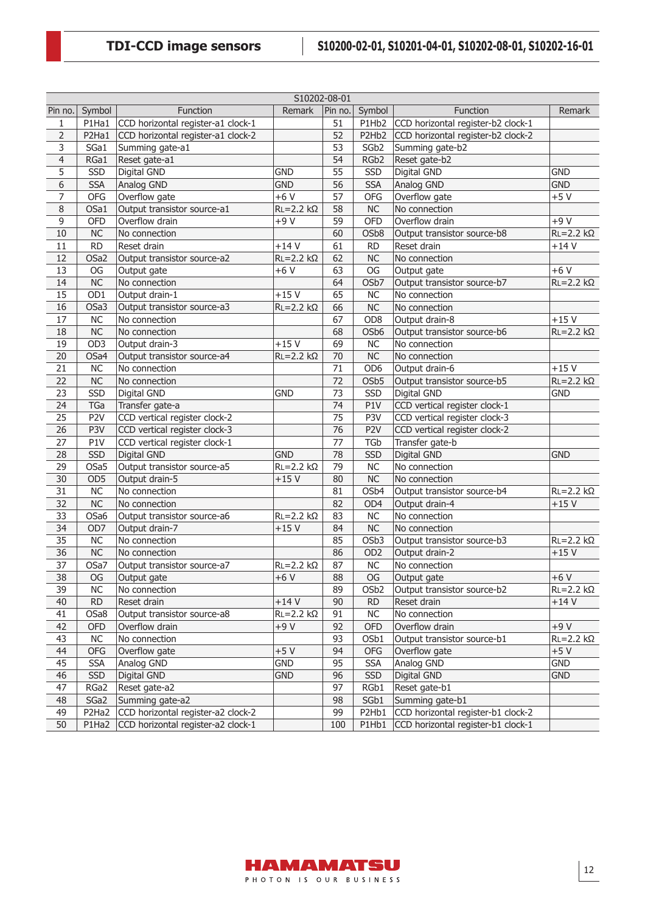| S10202-08-01 | | | | | | | |
|---|---|---|---|---|---|---|---|
| Pin no. | Symbol | Function | Remark | Pin no. | Symbol | Function | Remark |
| 1 | P1Ha1 | CCD horizontal register-a1 clock-1 | | 51 | P1Hb2 | CCD horizontal register-b2 clock-1 | |
| 2 | P2Ha1 | CCD horizontal register-a1 clock-2 | | 52 | P2Hb2 | CCD horizontal register-b2 clock-2 | |
| 3 | SGa1 | Summing gate-a1 | | 53 | SGb2 | Summing gate-b2 | |
| 4 | RGa1 | Reset gate-a1 | | 54 | RGb2 | Reset gate-b2 | |
| 5 | SSD | Digital GND | GND | 55 | SSD | Digital GND | GND |
| 6 | SSA | Analog GND | GND | 56 | SSA | Analog GND | GND |
| 7 | OFG | Overflow gate | +6 V | 57 | OFG | Overflow gate | +5 V |
| 8 | OSa1 | Output transistor source-a1 | RL=2.2 kΩ | 58 | NC | No connection | |
| 9 | OFD | Overflow drain | +9 V | 59 | OFD | Overflow drain | +9 V |
| 10 | NC | No connection | | 60 | OSb8 | Output transistor source-b8 | RL=2.2 kΩ |
| 11 | RD | Reset drain | +14 V | 61 | RD | Reset drain | +14 V |
| 12 | OSa2 | Output transistor source-a2 | RL=2.2 kΩ | 62 | NC | No connection | |
| 13 | OG | Output gate | +6 V | 63 | OG | Output gate | +6 V |
| 14 | NC | No connection | | 64 | OSb7 | Output transistor source-b7 | RL=2.2 kΩ |
| 15 | OD1 | Output drain-1 | +15 V | 65 | NC | No connection | |
| 16 | OSa3 | Output transistor source-a3 | RL=2.2 kΩ | 66 | NC | No connection | |
| 17 | NC | No connection | | 67 | OD8 | Output drain-8 | +15 V |
| 18 | NC | No connection | | 68 | OSb6 | Output transistor source-b6 | RL=2.2 kΩ |
| 19 | OD3 | Output drain-3 | +15 V | 69 | NC | No connection | |
| 20 | OSa4 | Output transistor source-a4 | RL=2.2 kΩ | 70 | NC | No connection | |
| 21 | NC | No connection | | 71 | OD6 | Output drain-6 | +15 V |
| 22 | NC | No connection | | 72 | OSb5 | Output transistor source-b5 | RL=2.2 kΩ |
| 23 | SSD | Digital GND | GND | 73 | SSD | Digital GND | GND |
| 24 | TGa | Transfer gate-a | | 74 | P1V | CCD vertical register clock-1 | |
| 25 | P2V | CCD vertical register clock-2 | | 75 | P3V | CCD vertical register clock-3 | |
| 26 | P3V | CCD vertical register clock-3 | | 76 | P2V | CCD vertical register clock-2 | |
| 27 | P1V | CCD vertical register clock-1 | | 77 | TGb | Transfer gate-b | |
| 28 | SSD | Digital GND | GND | 78 | SSD | Digital GND | GND |
| 29 | OSa5 | Output transistor source-a5 | RL=2.2 kΩ | 79 | NC | No connection | |
| 30 | OD5 | Output drain-5 | +15 V | 80 | NC | No connection | |
| 31 | NC | No connection | | 81 | OSb4 | Output transistor source-b4 | RL=2.2 kΩ |
| 32 | NC | No connection | | 82 | OD4 | Output drain-4 | +15 V |
| 33 | OSa6 | Output transistor source-a6 | RL=2.2 kΩ | 83 | NC | No connection | |
| 34 | OD7 | Output drain-7 | +15 V | 84 | NC | No connection | |
| 35 | NC | No connection | | 85 | OSb3 | Output transistor source-b3 | RL=2.2 kΩ |
| 36 | NC | No connection | | 86 | OD2 | Output drain-2 | +15 V |
| 37 | OSa7 | Output transistor source-a7 | RL=2.2 kΩ | 87 | NC | No connection | |
| 38 | OG | Output gate | +6 V | 88 | OG | Output gate | +6 V |
| 39 | NC | No connection | | 89 | OSb2 | Output transistor source-b2 | RL=2.2 kΩ |
| 40 | RD | Reset drain | +14 V | 90 | RD | Reset drain | +14 V |
| 41 | OSa8 | Output transistor source-a8 | RL=2.2 kΩ | 91 | NC | No connection | |
| 42 | OFD | Overflow drain | +9 V | 92 | OFD | Overflow drain | +9 V |
| 43 | NC | No connection | | 93 | OSb1 | Output transistor source-b1 | RL=2.2 kΩ |
| 44 | OFG | Overflow gate | +5 V | 94 | OFG | Overflow gate | +5 V |
| 45 | SSA | Analog GND | GND | 95 | SSA | Analog GND | GND |
| 46 | SSD | Digital GND | GND | 96 | SSD | Digital GND | GND |
| 47 | RGa2 | Reset gate-a2 | | 97 | RGb1 | Reset gate-b1 | |
| 48 | SGa2 | Summing gate-a2 | | 98 | SGb1 | Summing gate-b1 | |
| 49 | P2Ha2 | CCD horizontal register-a2 clock-2 | | 99 | P2Hb1 | CCD horizontal register-b1 clock-2 | |
| 50 | P1Ha2 | CCD horizontal register-a2 clock-1 | | 100 | P1Hb1 | CCD horizontal register-b1 clock-1 | |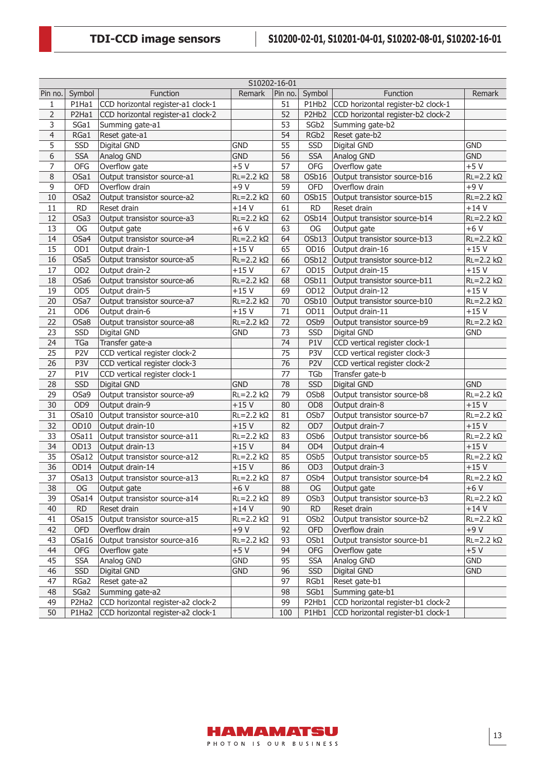| S10202-16-01 | | | | | | | |
|---|---|---|---|---|---|---|---|
| Pin no. | Symbol | Function | Remark | Pin no. | Symbol | Function | Remark |
| 1 | P1Ha1 | CCD horizontal register-a1 clock-1 | | 51 | P1Hb2 | CCD horizontal register-b2 clock-1 | |
| 2 | P2Ha1 | CCD horizontal register-a1 clock-2 | | 52 | P2Hb2 | CCD horizontal register-b2 clock-2 | |
| 3 | SGa1 | Summing gate-a1 | | 53 | SGb2 | Summing gate-b2 | |
| 4 | RGa1 | Reset gate-a1 | | 54 | RGb2 | Reset gate-b2 | |
| 5 | SSD | Digital GND | GND | 55 | SSD | Digital GND | GND |
| 6 | SSA | Analog GND | GND | 56 | SSA | Analog GND | GND |
| 7 | OFG | Overflow gate | +5 V | 57 | OFG | Overflow gate | +5 V |
| 8 | OSa1 | Output transistor source-a1 | $R_L$=2.2 kΩ | 58 | OSb16 | Output transistor source-b16 | $R_L$=2.2 kΩ |
| 9 | OFD | Overflow drain | +9 V | 59 | OFD | Overflow drain | +9 V |
| 10 | OSa2 | Output transistor source-a2 | $R_L$=2.2 kΩ | 60 | OSb15 | Output transistor source-b15 | $R_L$=2.2 kΩ |
| 11 | RD | Reset drain | +14 V | 61 | RD | Reset drain | +14 V |
| 12 | OSa3 | Output transistor source-a3 | $R_L$=2.2 kΩ | 62 | OSb14 | Output transistor source-b14 | $R_L$=2.2 kΩ |
| 13 | OG | Output gate | +6 V | 63 | OG | Output gate | +6 V |
| 14 | OSa4 | Output transistor source-a4 | $R_L$=2.2 kΩ | 64 | OSb13 | Output transistor source-b13 | $R_L$=2.2 kΩ |
| 15 | OD1 | Output drain-1 | +15 V | 65 | OD16 | Output drain-16 | +15 V |
| 16 | OSa5 | Output transistor source-a5 | $R_L$=2.2 kΩ | 66 | OSb12 | Output transistor source-b12 | $R_L$=2.2 kΩ |
| 17 | OD2 | Output drain-2 | +15 V | 67 | OD15 | Output drain-15 | +15 V |
| 18 | OSa6 | Output transistor source-a6 | $R_L$=2.2 kΩ | 68 | OSb11 | Output transistor source-b11 | $R_L$=2.2 kΩ |
| 19 | OD5 | Output drain-5 | +15 V | 69 | OD12 | Output drain-12 | +15 V |
| 20 | OSa7 | Output transistor source-a7 | $R_L$=2.2 kΩ | 70 | OSb10 | Output transistor source-b10 | $R_L$=2.2 kΩ |
| 21 | OD6 | Output drain-6 | +15 V | 71 | OD11 | Output drain-11 | +15 V |
| 22 | OSa8 | Output transistor source-a8 | $R_L$=2.2 kΩ | 72 | OSb9 | Output transistor source-b9 | $R_L$=2.2 kΩ |
| 23 | SSD | Digital GND | GND | 73 | SSD | Digital GND | GND |
| 24 | TGa | Transfer gate-a | | 74 | P1V | CCD vertical register clock-1 | |
| 25 | P2V | CCD vertical register clock-2 | | 75 | P3V | CCD vertical register clock-3 | |
| 26 | P3V | CCD vertical register clock-3 | | 76 | P2V | CCD vertical register clock-2 | |
| 27 | P1V | CCD vertical register clock-1 | | 77 | TGb | Transfer gate-b | |
| 28 | SSD | Digital GND | GND | 78 | SSD | Digital GND | GND |
| 29 | OSa9 | Output transistor source-a9 | $R_L$=2.2 kΩ | 79 | OSb8 | Output transistor source-b8 | $R_L$=2.2 kΩ |
| 30 | OD9 | Output drain-9 | +15 V | 80 | OD8 | Output drain-8 | +15 V |
| 31 | OSa10 | Output transistor source-a10 | $R_L$=2.2 kΩ | 81 | OSb7 | Output transistor source-b7 | $R_L$=2.2 kΩ |
| 32 | OD10 | Output drain-10 | +15 V | 82 | OD7 | Output drain-7 | +15 V |
| 33 | OSa11 | Output transistor source-a11 | $R_L$=2.2 kΩ | 83 | OSb6 | Output transistor source-b6 | $R_L$=2.2 kΩ |
| 34 | OD13 | Output drain-13 | +15 V | 84 | OD4 | Output drain-4 | +15 V |
| 35 | OSa12 | Output transistor source-a12 | $R_L$=2.2 kΩ | 85 | OSb5 | Output transistor source-b5 | $R_L$=2.2 kΩ |
| 36 | OD14 | Output drain-14 | +15 V | 86 | OD3 | Output drain-3 | +15 V |
| 37 | OSa13 | Output transistor source-a13 | $R_L$=2.2 kΩ | 87 | OSb4 | Output transistor source-b4 | $R_L$=2.2 kΩ |
| 38 | OG | Output gate | +6 V | 88 | OG | Output gate | +6 V |
| 39 | OSa14 | Output transistor source-a14 | $R_L$=2.2 kΩ | 89 | OSb3 | Output transistor source-b3 | $R_L$=2.2 kΩ |
| 40 | RD | Reset drain | +14 V | 90 | RD | Reset drain | +14 V |
| 41 | OSa15 | Output transistor source-a15 | $R_L$=2.2 kΩ | 91 | OSb2 | Output transistor source-b2 | $R_L$=2.2 kΩ |
| 42 | OFD | Overflow drain | +9 V | 92 | OFD | Overflow drain | +9 V |
| 43 | OSa16 | Output transistor source-a16 | $R_L$=2.2 kΩ | 93 | OSb1 | Output transistor source-b1 | $R_L$=2.2 kΩ |
| 44 | OFG | Overflow gate | +5 V | 94 | OFG | Overflow gate | +5 V |
| 45 | SSA | Analog GND | GND | 95 | SSA | Analog GND | GND |
| 46 | SSD | Digital GND | GND | 96 | SSD | Digital GND | GND |
| 47 | RGa2 | Reset gate-a2 | | 97 | RGb1 | Reset gate-b1 | |
| 48 | SGa2 | Summing gate-a2 | | 98 | SGb1 | Summing gate-b1 | |
| 49 | P2Ha2 | CCD horizontal register-a2 clock-2 | | 99 | P2Hb1 | CCD horizontal register-b1 clock-2 | |
| 50 | P1Ha2 | CCD horizontal register-a2 clock-1 | | 100 | P1Hb1 | CCD horizontal register-b1 clock-1 | |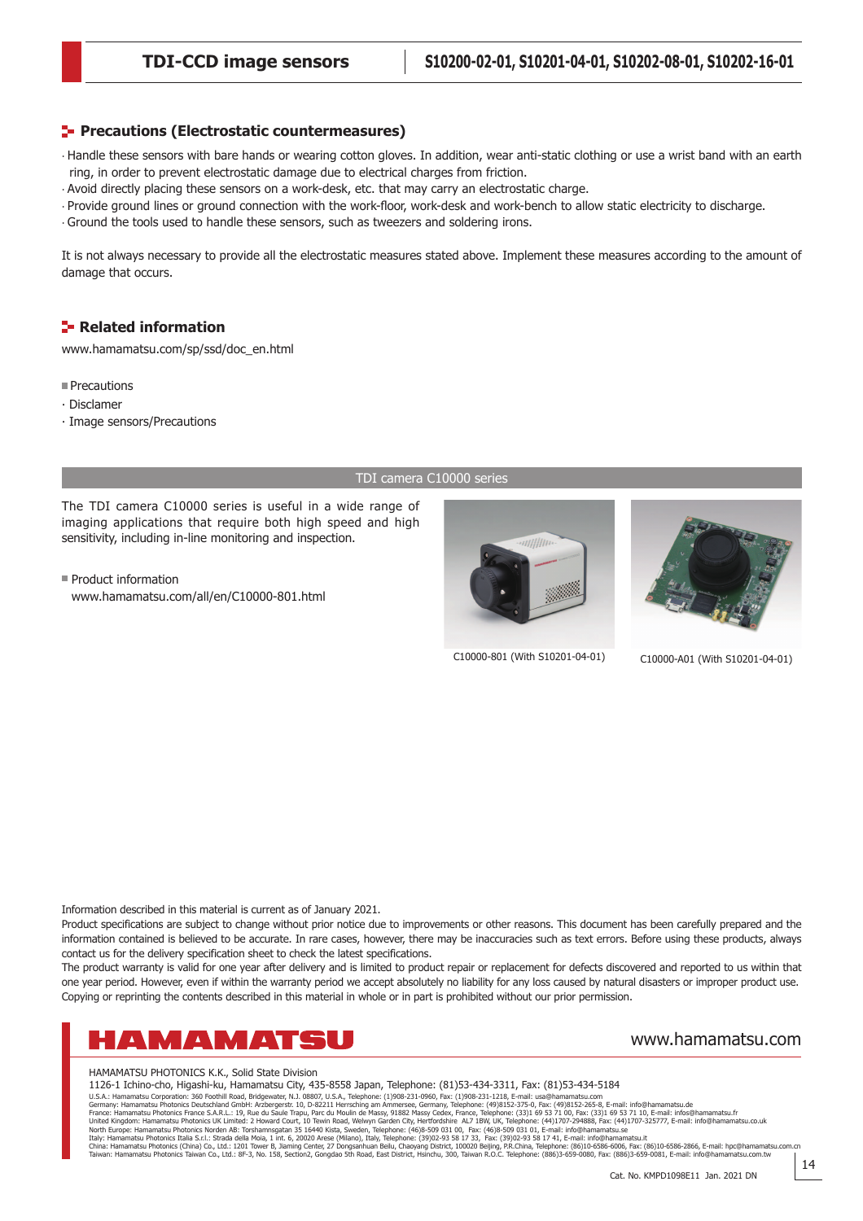## Precautions (Electrostatic countermeasures)

- Handle these sensors with bare hands or wearing cotton gloves. In addition, wear anti-static clothing or use a wrist band with an earth ring, in order to prevent electrostatic damage due to electrical charges from friction.
- Avoid directly placing these sensors on a work-desk, etc. that may carry an electrostatic charge.
- Provide ground lines or ground connection with the work-floor, work-desk and work-bench to allow static electricity to discharge.
- Ground the tools used to handle these sensors, such as tweezers and soldering irons.

It is not always necessary to provide all the electrostatic measures stated above. Implement these measures according to the amount of damage that occurs.

## Related information

www.hamamatsu.com/sp/ssd/doc_en.html

■ Precautions
- Disclaimer
- Image sensors/Precautions

### TDI camera C10000 series

The TDI camera C10000 series is useful in a wide range of imaging applications that require both high speed and high sensitivity, including in-line monitoring and inspection.

■ Product information
www.hamamatsu.com/all/en/C10000-801.html

C10000-801 (With S10201-04-01)

C10000-A01 (With S10201-04-01)

Information described in this material is current as of January 2021.
Product specifications are subject to change without prior notice due to improvements or other reasons. This document has been carefully prepared and the information contained is believed to be accurate. In rare cases, however, there may be inaccuracies such as text errors. Before using these products, always contact us for the delivery specification sheet to check the latest specifications.
The product warranty is valid for one year after delivery and is limited to product repair or replacement for defects discovered and reported to us within that one year period. However, even if within the warranty period we accept absolutely no liability for any loss caused by natural disasters or improper product use.
Copying or reprinting the contents described in this material in whole or in part is prohibited without our prior permission.

HAMAMATSU

www.hamamatsu.com

HAMAMATSU PHOTONICS K.K., Solid State Division
1126-1 Ichino-cho, Higashi-ku, Hamamatsu City, 435-8558 Japan, Telephone: (81)53-434-3311, Fax: (81)53-434-5184
U.S.A.: Hamamatsu Corporation: 360 Foothill Road, Bridgewater, N.J. 08807, U.S.A., Telephone: (1)908-231-0960, Fax: (1)908-231-1218, E-mail: usa@hamamatsu.com
Germany: Hamamatsu Photonics Deutschland GmbH: Arzbergerstr. 10, D-82211 Herrsching am Ammersee, Germany, Telephone: (49)8152-375-0, Fax: (49)8152-265-8, E-mail: info@hamamatsu.de
France: Hamamatsu Photonics France S.A.R.L.: 19, Rue du Saule Trapu, Parc du Moulin de Massy, 91882 Massy Cedex, France, Telephone: (33)1 69 53 71 00, Fax: (33)1 69 53 71 10, E-mail: infos@hamamatsu.fr
United Kingdom: Hamamatsu Photonics UK Limited: 2 Howard Court, 10 Tewin Road, Welwyn Garden City, Hertfordshire AL7 1BW, UK, Telephone: (44)1707-294888, Fax: (44)1707-325777, E-mail: info@hamamatsu.co.uk
North Europe: Hamamatsu Photonics Norden AB: Torshamnsgatan 35 16440 Kista, Sweden, Telephone: (46)8-509 031 00, Fax: (46)8-509 031 01, E-mail: info@hamamatsu.se
Italy: Hamamatsu Photonics Italia S.r.l.: Strada della Moia, 1 int. 6, 20020 Arese (Milano), Italy, Telephone: (39)02-93 58 17 33, Fax: (39)02-93 58 17 41, E-mail: info@hamamatsu.it
China: Hamamatsu Photonics (China) Co., Ltd.: 1201 Tower B, Jiaming Center, 27 Dongsanhuan Beilu, Chaoyang District, 100020 Beijing, P.R.China, Telephone: (86)10-6586-6006, Fax: (86)10-6586-2866, E-mail: hpc@hamamatsu.com.cn
Taiwan: Hamamatsu Photonics Taiwan Co., Ltd.: 8F-3, No. 158, Section2, Gongdao 5th Road, East District, Hsinchu, 300, Taiwan R.O.C. Telephone: (886)3-659-0080, Fax: (886)3-659-0081, E-mail: info@hamamatsu.com.tw

Cat. No. KMPD1098E11 Jan. 2021 DN